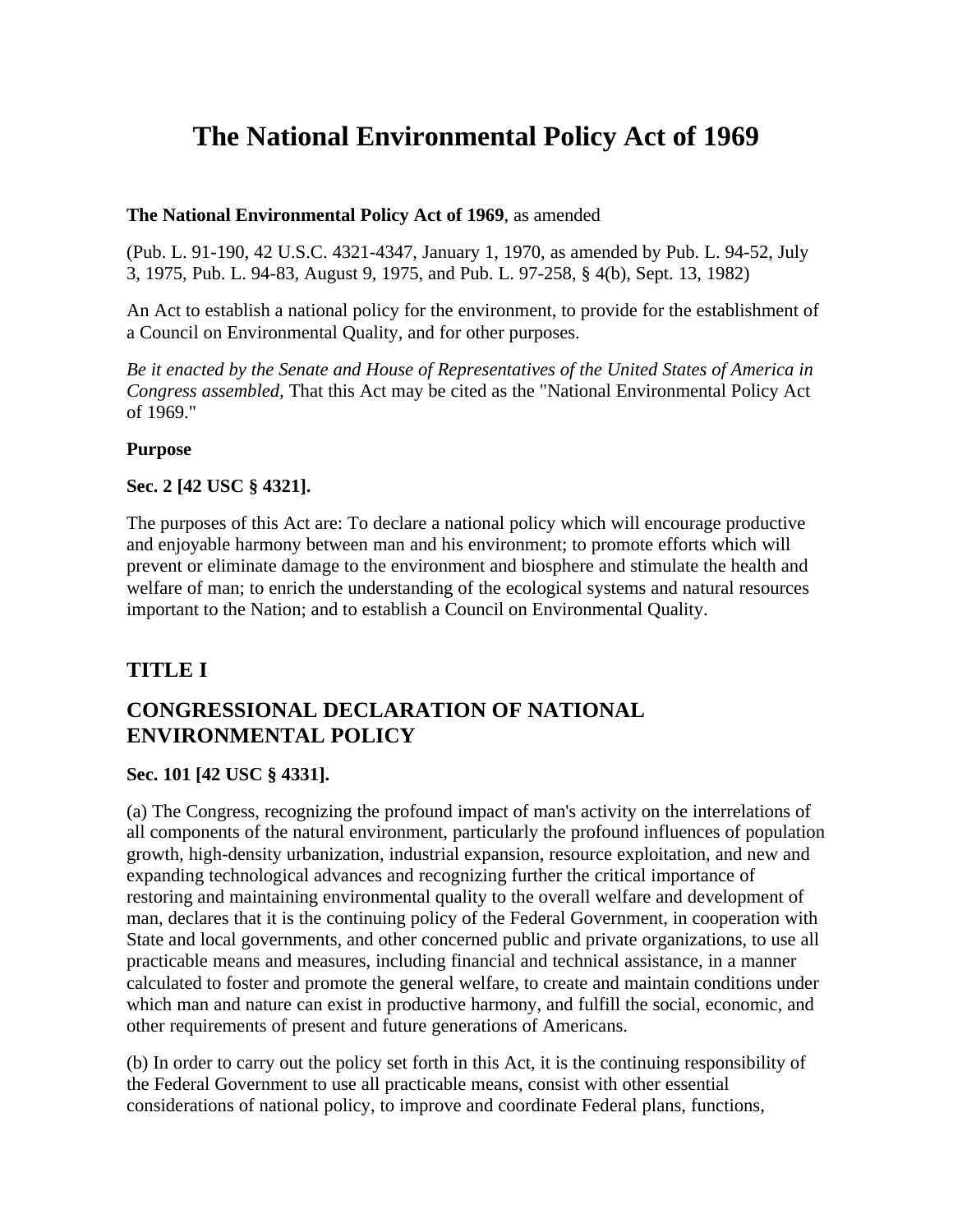# The National Environmental Policy Act of 1969

**The National Environmental Policy Act of 1969**, as amended

(Pub. L. 91-190, 42 U.S.C. 4321-4347, January 1, 1970, as amended by Pub. L. 94-52, July 3, 1975, Pub. L. 94-83, August 9, 1975, and Pub. L. 97-258, § 4(b), Sept. 13, 1982)

An Act to establish a national policy for the environment, to provide for the establishment of a Council on Environmental Quality, and for other purposes.

*Be it enacted by the Senate and House of Representatives of the United States of America in Congress assembled,* That this Act may be cited as the "National Environmental Policy Act of 1969."

**Purpose**

**Sec. 2 [42 USC § 4321].**

The purposes of this Act are: To declare a national policy which will encourage productive and enjoyable harmony between man and his environment; to promote efforts which will prevent or eliminate damage to the environment and biosphere and stimulate the health and welfare of man; to enrich the understanding of the ecological systems and natural resources important to the Nation; and to establish a Council on Environmental Quality.

## TITLE I

## CONGRESSIONAL DECLARATION OF NATIONAL ENVIRONMENTAL POLICY

**Sec. 101 [42 USC § 4331].**

(a) The Congress, recognizing the profound impact of man's activity on the interrelations of all components of the natural environment, particularly the profound influences of population growth, high-density urbanization, industrial expansion, resource exploitation, and new and expanding technological advances and recognizing further the critical importance of restoring and maintaining environmental quality to the overall welfare and development of man, declares that it is the continuing policy of the Federal Government, in cooperation with State and local governments, and other concerned public and private organizations, to use all practicable means and measures, including financial and technical assistance, in a manner calculated to foster and promote the general welfare, to create and maintain conditions under which man and nature can exist in productive harmony, and fulfill the social, economic, and other requirements of present and future generations of Americans.

(b) In order to carry out the policy set forth in this Act, it is the continuing responsibility of the Federal Government to use all practicable means, consist with other essential considerations of national policy, to improve and coordinate Federal plans, functions,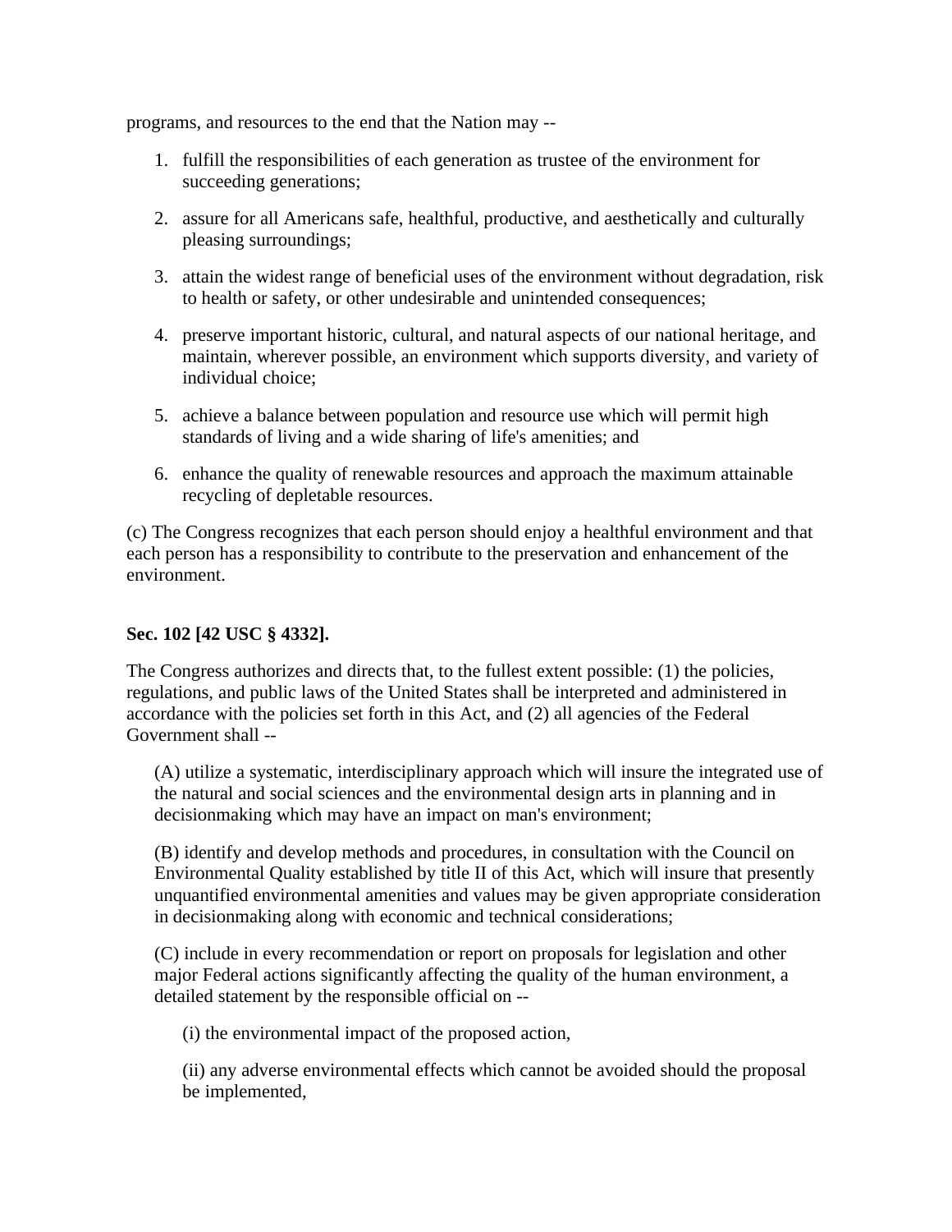programs, and resources to the end that the Nation may --

1. fulfill the responsibilities of each generation as trustee of the environment for succeeding generations;
2. assure for all Americans safe, healthful, productive, and aesthetically and culturally pleasing surroundings;
3. attain the widest range of beneficial uses of the environment without degradation, risk to health or safety, or other undesirable and unintended consequences;
4. preserve important historic, cultural, and natural aspects of our national heritage, and maintain, wherever possible, an environment which supports diversity, and variety of individual choice;
5. achieve a balance between population and resource use which will permit high standards of living and a wide sharing of life's amenities; and
6. enhance the quality of renewable resources and approach the maximum attainable recycling of depletable resources.

(c) The Congress recognizes that each person should enjoy a healthful environment and that each person has a responsibility to contribute to the preservation and enhancement of the environment.

**Sec. 102 [42 USC § 4332].**

The Congress authorizes and directs that, to the fullest extent possible: (1) the policies, regulations, and public laws of the United States shall be interpreted and administered in accordance with the policies set forth in this Act, and (2) all agencies of the Federal Government shall --

> (A) utilize a systematic, interdisciplinary approach which will insure the integrated use of the natural and social sciences and the environmental design arts in planning and in decisionmaking which may have an impact on man's environment;
>
> (B) identify and develop methods and procedures, in consultation with the Council on Environmental Quality established by title II of this Act, which will insure that presently unquantified environmental amenities and values may be given appropriate consideration in decisionmaking along with economic and technical considerations;
>
> (C) include in every recommendation or report on proposals for legislation and other major Federal actions significantly affecting the quality of the human environment, a detailed statement by the responsible official on --
>
> > (i) the environmental impact of the proposed action,
> >
> > (ii) any adverse environmental effects which cannot be avoided should the proposal be implemented,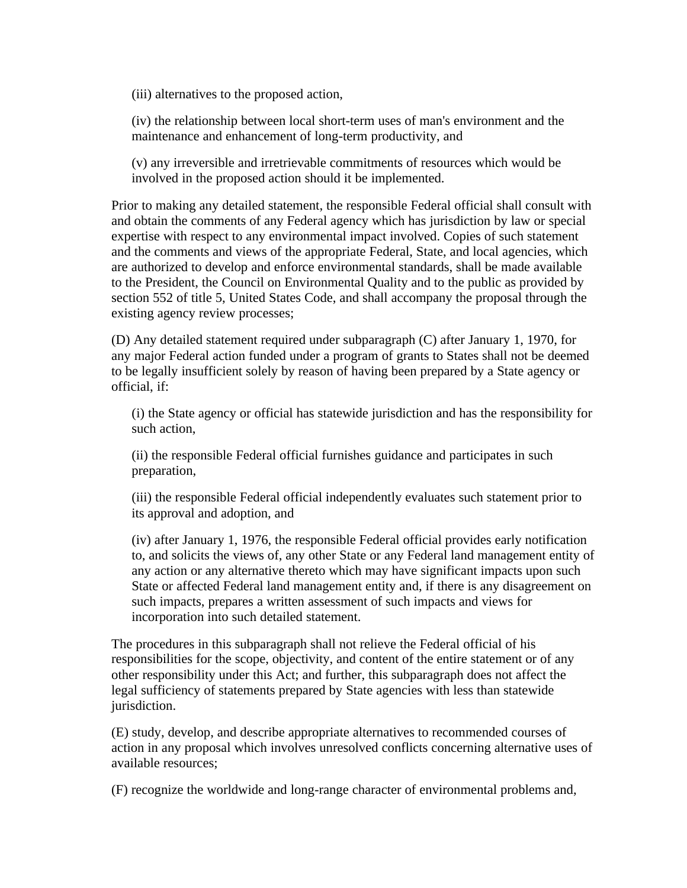(iii) alternatives to the proposed action,

(iv) the relationship between local short-term uses of man's environment and the maintenance and enhancement of long-term productivity, and

(v) any irreversible and irretrievable commitments of resources which would be involved in the proposed action should it be implemented.

Prior to making any detailed statement, the responsible Federal official shall consult with and obtain the comments of any Federal agency which has jurisdiction by law or special expertise with respect to any environmental impact involved. Copies of such statement and the comments and views of the appropriate Federal, State, and local agencies, which are authorized to develop and enforce environmental standards, shall be made available to the President, the Council on Environmental Quality and to the public as provided by section 552 of title 5, United States Code, and shall accompany the proposal through the existing agency review processes;

(D) Any detailed statement required under subparagraph (C) after January 1, 1970, for any major Federal action funded under a program of grants to States shall not be deemed to be legally insufficient solely by reason of having been prepared by a State agency or official, if:

(i) the State agency or official has statewide jurisdiction and has the responsibility for such action,

(ii) the responsible Federal official furnishes guidance and participates in such preparation,

(iii) the responsible Federal official independently evaluates such statement prior to its approval and adoption, and

(iv) after January 1, 1976, the responsible Federal official provides early notification to, and solicits the views of, any other State or any Federal land management entity of any action or any alternative thereto which may have significant impacts upon such State or affected Federal land management entity and, if there is any disagreement on such impacts, prepares a written assessment of such impacts and views for incorporation into such detailed statement.

The procedures in this subparagraph shall not relieve the Federal official of his responsibilities for the scope, objectivity, and content of the entire statement or of any other responsibility under this Act; and further, this subparagraph does not affect the legal sufficiency of statements prepared by State agencies with less than statewide jurisdiction.

(E) study, develop, and describe appropriate alternatives to recommended courses of action in any proposal which involves unresolved conflicts concerning alternative uses of available resources;

(F) recognize the worldwide and long-range character of environmental problems and,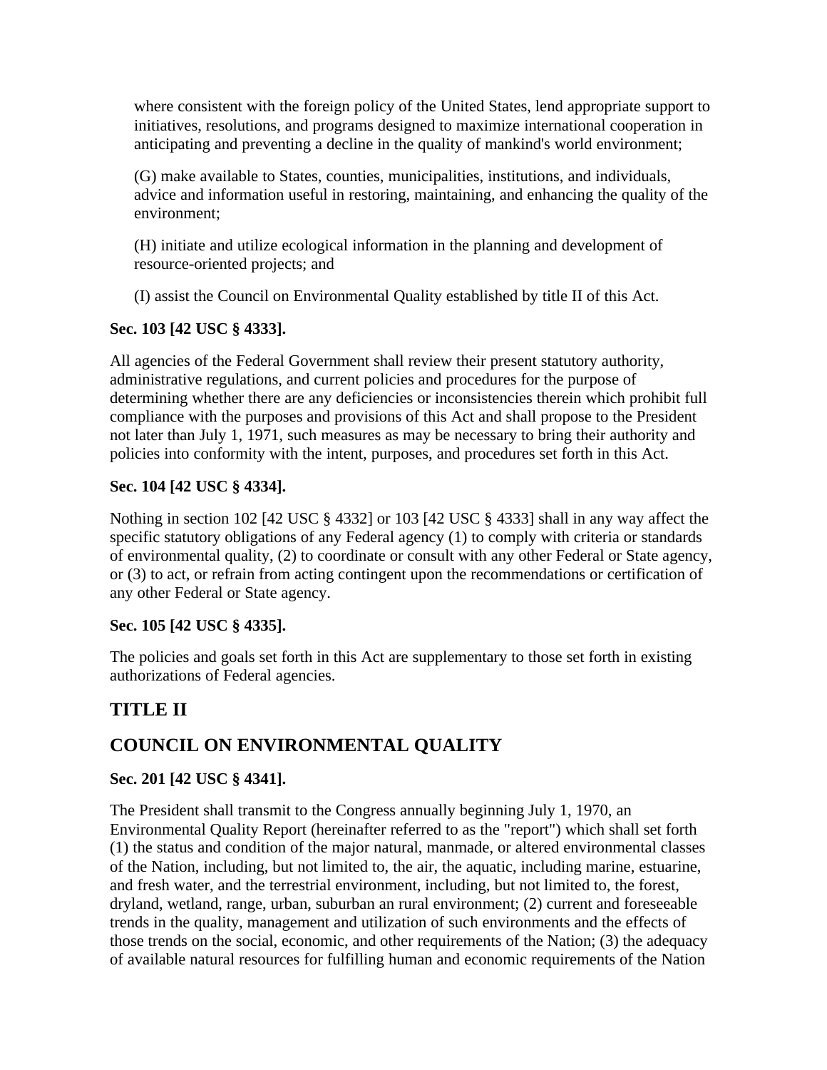where consistent with the foreign policy of the United States, lend appropriate support to initiatives, resolutions, and programs designed to maximize international cooperation in anticipating and preventing a decline in the quality of mankind's world environment;

(G) make available to States, counties, municipalities, institutions, and individuals, advice and information useful in restoring, maintaining, and enhancing the quality of the environment;

(H) initiate and utilize ecological information in the planning and development of resource-oriented projects; and

(I) assist the Council on Environmental Quality established by title II of this Act.

**Sec. 103 [42 USC § 4333].**

All agencies of the Federal Government shall review their present statutory authority, administrative regulations, and current policies and procedures for the purpose of determining whether there are any deficiencies or inconsistencies therein which prohibit full compliance with the purposes and provisions of this Act and shall propose to the President not later than July 1, 1971, such measures as may be necessary to bring their authority and policies into conformity with the intent, purposes, and procedures set forth in this Act.

**Sec. 104 [42 USC § 4334].**

Nothing in section 102 [42 USC § 4332] or 103 [42 USC § 4333] shall in any way affect the specific statutory obligations of any Federal agency (1) to comply with criteria or standards of environmental quality, (2) to coordinate or consult with any other Federal or State agency, or (3) to act, or refrain from acting contingent upon the recommendations or certification of any other Federal or State agency.

**Sec. 105 [42 USC § 4335].**

The policies and goals set forth in this Act are supplementary to those set forth in existing authorizations of Federal agencies.

## TITLE II

## COUNCIL ON ENVIRONMENTAL QUALITY

**Sec. 201 [42 USC § 4341].**

The President shall transmit to the Congress annually beginning July 1, 1970, an Environmental Quality Report (hereinafter referred to as the "report") which shall set forth (1) the status and condition of the major natural, manmade, or altered environmental classes of the Nation, including, but not limited to, the air, the aquatic, including marine, estuarine, and fresh water, and the terrestrial environment, including, but not limited to, the forest, dryland, wetland, range, urban, suburban an rural environment; (2) current and foreseeable trends in the quality, management and utilization of such environments and the effects of those trends on the social, economic, and other requirements of the Nation; (3) the adequacy of available natural resources for fulfilling human and economic requirements of the Nation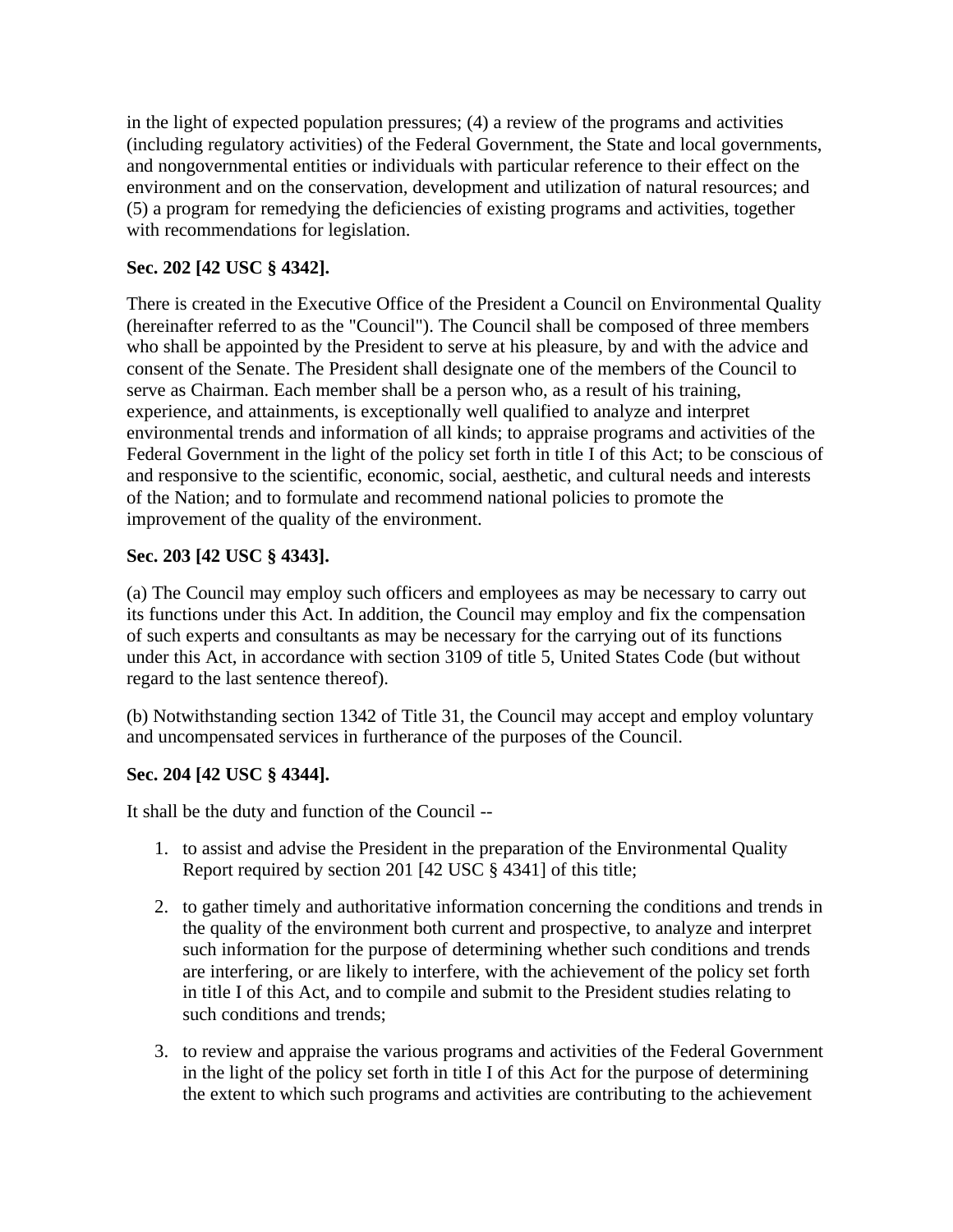in the light of expected population pressures; (4) a review of the programs and activities (including regulatory activities) of the Federal Government, the State and local governments, and nongovernmental entities or individuals with particular reference to their effect on the environment and on the conservation, development and utilization of natural resources; and (5) a program for remedying the deficiencies of existing programs and activities, together with recommendations for legislation.

**Sec. 202 [42 USC § 4342].**

There is created in the Executive Office of the President a Council on Environmental Quality (hereinafter referred to as the "Council"). The Council shall be composed of three members who shall be appointed by the President to serve at his pleasure, by and with the advice and consent of the Senate. The President shall designate one of the members of the Council to serve as Chairman. Each member shall be a person who, as a result of his training, experience, and attainments, is exceptionally well qualified to analyze and interpret environmental trends and information of all kinds; to appraise programs and activities of the Federal Government in the light of the policy set forth in title I of this Act; to be conscious of and responsive to the scientific, economic, social, aesthetic, and cultural needs and interests of the Nation; and to formulate and recommend national policies to promote the improvement of the quality of the environment.

**Sec. 203 [42 USC § 4343].**

(a) The Council may employ such officers and employees as may be necessary to carry out its functions under this Act. In addition, the Council may employ and fix the compensation of such experts and consultants as may be necessary for the carrying out of its functions under this Act, in accordance with section 3109 of title 5, United States Code (but without regard to the last sentence thereof).

(b) Notwithstanding section 1342 of Title 31, the Council may accept and employ voluntary and uncompensated services in furtherance of the purposes of the Council.

**Sec. 204 [42 USC § 4344].**

It shall be the duty and function of the Council --

1. to assist and advise the President in the preparation of the Environmental Quality Report required by section 201 [42 USC § 4341] of this title;
2. to gather timely and authoritative information concerning the conditions and trends in the quality of the environment both current and prospective, to analyze and interpret such information for the purpose of determining whether such conditions and trends are interfering, or are likely to interfere, with the achievement of the policy set forth in title I of this Act, and to compile and submit to the President studies relating to such conditions and trends;
3. to review and appraise the various programs and activities of the Federal Government in the light of the policy set forth in title I of this Act for the purpose of determining the extent to which such programs and activities are contributing to the achievement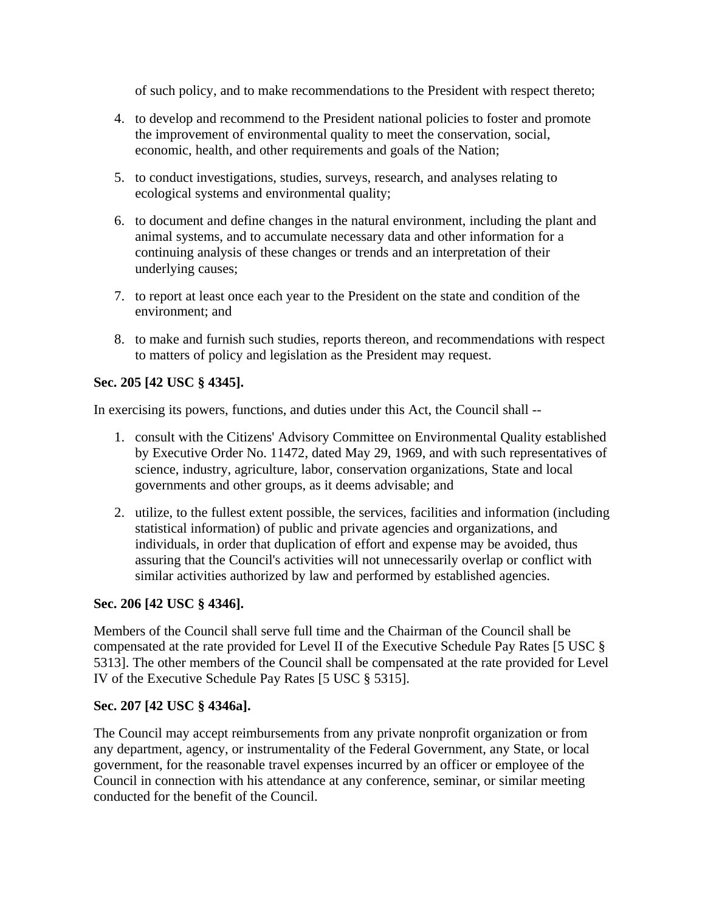of such policy, and to make recommendations to the President with respect thereto;

4. to develop and recommend to the President national policies to foster and promote the improvement of environmental quality to meet the conservation, social, economic, health, and other requirements and goals of the Nation;
5. to conduct investigations, studies, surveys, research, and analyses relating to ecological systems and environmental quality;
6. to document and define changes in the natural environment, including the plant and animal systems, and to accumulate necessary data and other information for a continuing analysis of these changes or trends and an interpretation of their underlying causes;
7. to report at least once each year to the President on the state and condition of the environment; and
8. to make and furnish such studies, reports thereon, and recommendations with respect to matters of policy and legislation as the President may request.

**Sec. 205 [42 USC § 4345].**

In exercising its powers, functions, and duties under this Act, the Council shall --

1. consult with the Citizens' Advisory Committee on Environmental Quality established by Executive Order No. 11472, dated May 29, 1969, and with such representatives of science, industry, agriculture, labor, conservation organizations, State and local governments and other groups, as it deems advisable; and
2. utilize, to the fullest extent possible, the services, facilities and information (including statistical information) of public and private agencies and organizations, and individuals, in order that duplication of effort and expense may be avoided, thus assuring that the Council's activities will not unnecessarily overlap or conflict with similar activities authorized by law and performed by established agencies.

**Sec. 206 [42 USC § 4346].**

Members of the Council shall serve full time and the Chairman of the Council shall be compensated at the rate provided for Level II of the Executive Schedule Pay Rates [5 USC § 5313]. The other members of the Council shall be compensated at the rate provided for Level IV of the Executive Schedule Pay Rates [5 USC § 5315].

**Sec. 207 [42 USC § 4346a].**

The Council may accept reimbursements from any private nonprofit organization or from any department, agency, or instrumentality of the Federal Government, any State, or local government, for the reasonable travel expenses incurred by an officer or employee of the Council in connection with his attendance at any conference, seminar, or similar meeting conducted for the benefit of the Council.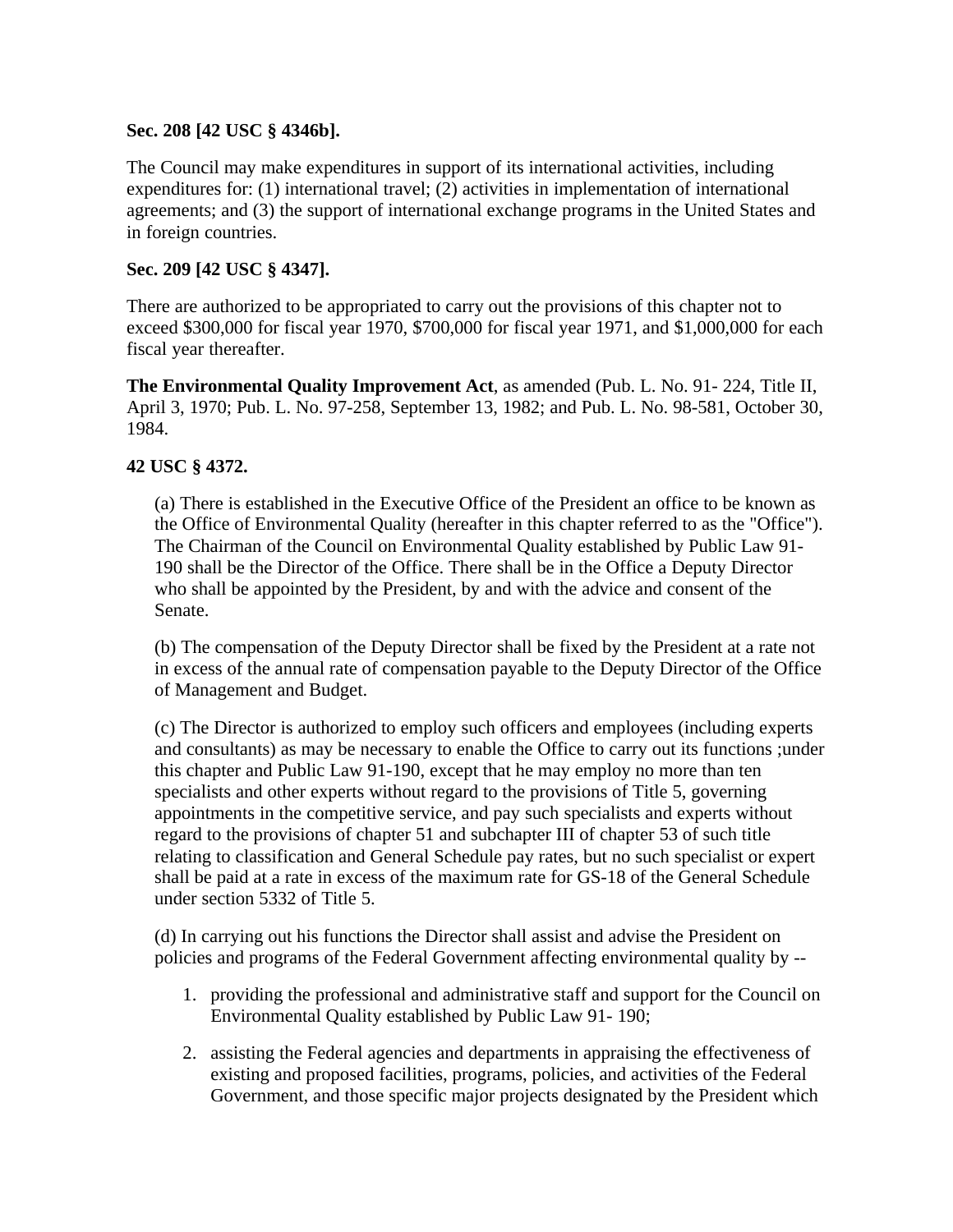**Sec. 208 [42 USC § 4346b].**

The Council may make expenditures in support of its international activities, including expenditures for: (1) international travel; (2) activities in implementation of international agreements; and (3) the support of international exchange programs in the United States and in foreign countries.

**Sec. 209 [42 USC § 4347].**

There are authorized to be appropriated to carry out the provisions of this chapter not to exceed $300,000 for fiscal year 1970, $700,000 for fiscal year 1971, and $1,000,000 for each fiscal year thereafter.

**The Environmental Quality Improvement Act**, as amended (Pub. L. No. 91- 224, Title II, April 3, 1970; Pub. L. No. 97-258, September 13, 1982; and Pub. L. No. 98-581, October 30, 1984.

**42 USC § 4372.**

> (a) There is established in the Executive Office of the President an office to be known as the Office of Environmental Quality (hereafter in this chapter referred to as the "Office"). The Chairman of the Council on Environmental Quality established by Public Law 91-190 shall be the Director of the Office. There shall be in the Office a Deputy Director who shall be appointed by the President, by and with the advice and consent of the Senate.
>
> (b) The compensation of the Deputy Director shall be fixed by the President at a rate not in excess of the annual rate of compensation payable to the Deputy Director of the Office of Management and Budget.
>
> (c) The Director is authorized to employ such officers and employees (including experts and consultants) as may be necessary to enable the Office to carry out its functions ;under this chapter and Public Law 91-190, except that he may employ no more than ten specialists and other experts without regard to the provisions of Title 5, governing appointments in the competitive service, and pay such specialists and experts without regard to the provisions of chapter 51 and subchapter III of chapter 53 of such title relating to classification and General Schedule pay rates, but no such specialist or expert shall be paid at a rate in excess of the maximum rate for GS-18 of the General Schedule under section 5332 of Title 5.
>
> (d) In carrying out his functions the Director shall assist and advise the President on policies and programs of the Federal Government affecting environmental quality by --
>
> 1. providing the professional and administrative staff and support for the Council on Environmental Quality established by Public Law 91- 190;
> 2. assisting the Federal agencies and departments in appraising the effectiveness of existing and proposed facilities, programs, policies, and activities of the Federal Government, and those specific major projects designated by the President which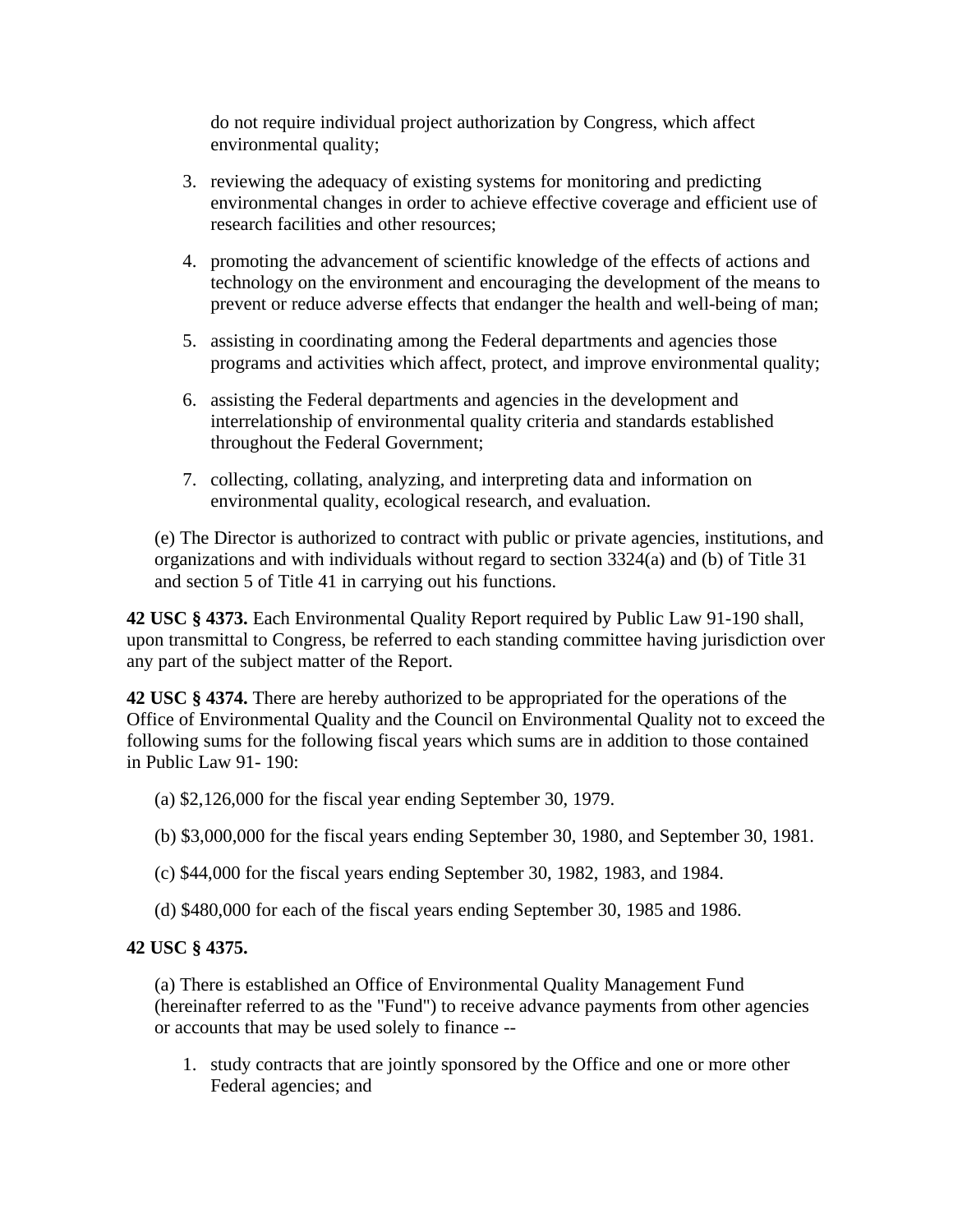do not require individual project authorization by Congress, which affect environmental quality;

3. reviewing the adequacy of existing systems for monitoring and predicting environmental changes in order to achieve effective coverage and efficient use of research facilities and other resources;
4. promoting the advancement of scientific knowledge of the effects of actions and technology on the environment and encouraging the development of the means to prevent or reduce adverse effects that endanger the health and well-being of man;
5. assisting in coordinating among the Federal departments and agencies those programs and activities which affect, protect, and improve environmental quality;
6. assisting the Federal departments and agencies in the development and interrelationship of environmental quality criteria and standards established throughout the Federal Government;
7. collecting, collating, analyzing, and interpreting data and information on environmental quality, ecological research, and evaluation.

(e) The Director is authorized to contract with public or private agencies, institutions, and organizations and with individuals without regard to section 3324(a) and (b) of Title 31 and section 5 of Title 41 in carrying out his functions.

**42 USC § 4373.** Each Environmental Quality Report required by Public Law 91-190 shall, upon transmittal to Congress, be referred to each standing committee having jurisdiction over any part of the subject matter of the Report.

**42 USC § 4374.** There are hereby authorized to be appropriated for the operations of the Office of Environmental Quality and the Council on Environmental Quality not to exceed the following sums for the following fiscal years which sums are in addition to those contained in Public Law 91- 190:

(a) $2,126,000 for the fiscal year ending September 30, 1979.

(b) $3,000,000 for the fiscal years ending September 30, 1980, and September 30, 1981.

(c) $44,000 for the fiscal years ending September 30, 1982, 1983, and 1984.

(d) $480,000 for each of the fiscal years ending September 30, 1985 and 1986.

**42 USC § 4375.**

(a) There is established an Office of Environmental Quality Management Fund (hereinafter referred to as the "Fund") to receive advance payments from other agencies or accounts that may be used solely to finance --

1. study contracts that are jointly sponsored by the Office and one or more other Federal agencies; and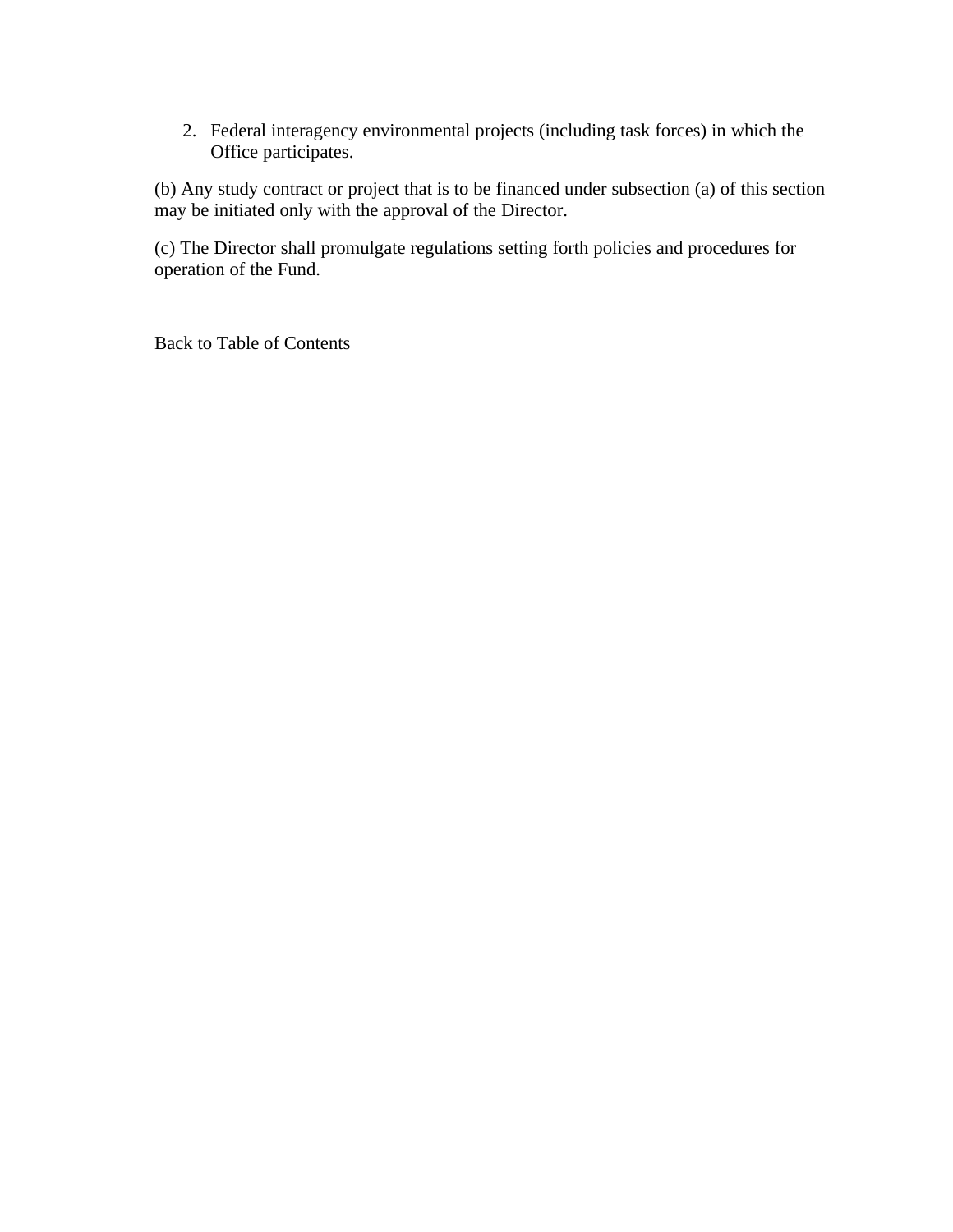2. Federal interagency environmental projects (including task forces) in which the Office participates.

(b) Any study contract or project that is to be financed under subsection (a) of this section may be initiated only with the approval of the Director.

(c) The Director shall promulgate regulations setting forth policies and procedures for operation of the Fund.

Back to Table of Contents